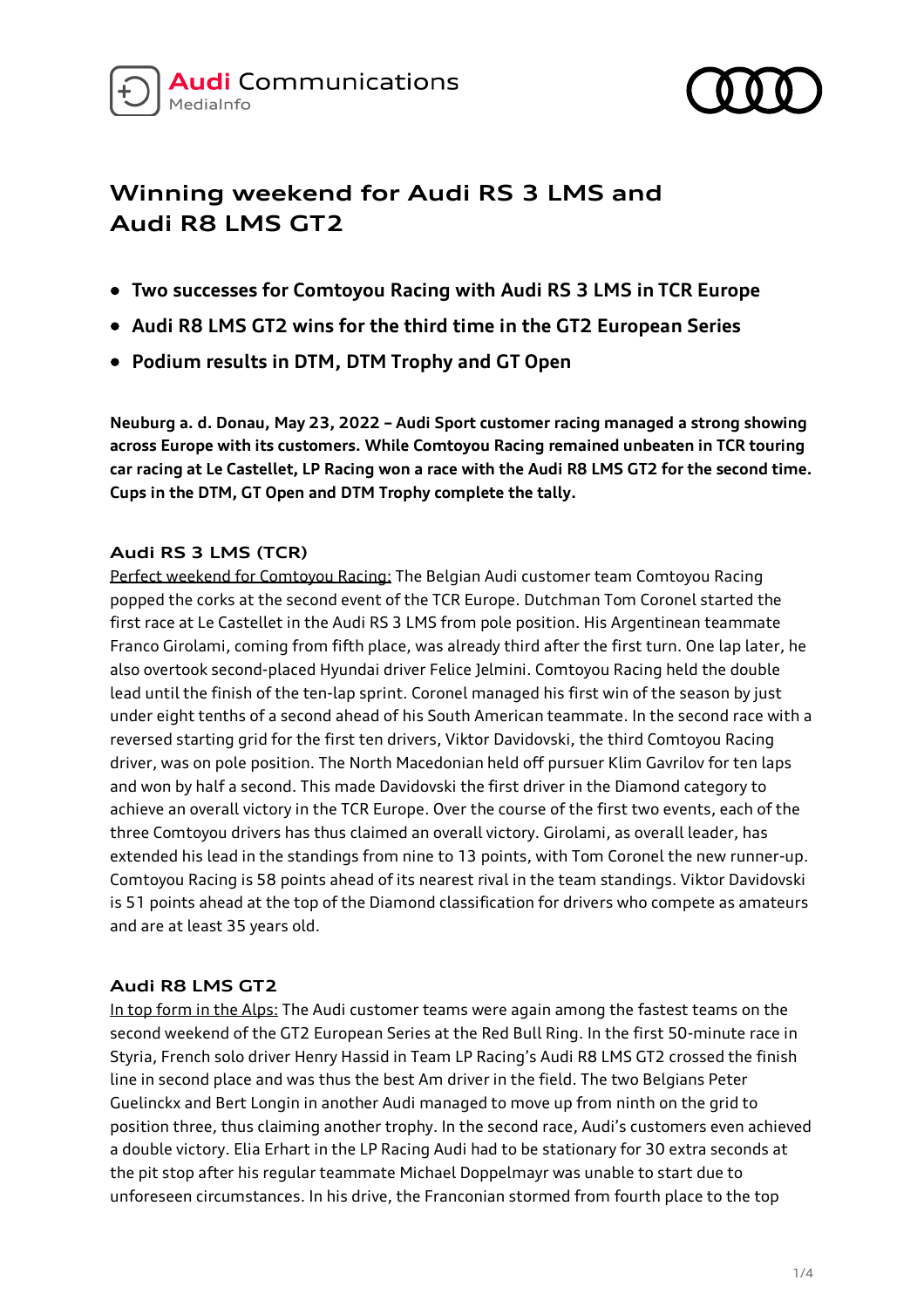Audi Communications
MediaInfo

# Winning weekend for Audi RS 3 LMS and Audi R8 LMS GT2

- **Two successes for Comtoyou Racing with Audi RS 3 LMS in TCR Europe**
- **Audi R8 LMS GT2 wins for the third time in the GT2 European Series**
- **Podium results in DTM, DTM Trophy and GT Open**

**Neuburg a. d. Donau, May 23, 2022 – Audi Sport customer racing managed a strong showing across Europe with its customers. While Comtoyou Racing remained unbeaten in TCR touring car racing at Le Castellet, LP Racing won a race with the Audi R8 LMS GT2 for the second time. Cups in the DTM, GT Open and DTM Trophy complete the tally.**

## Audi RS 3 LMS (TCR)

Perfect weekend for Comtoyou Racing: The Belgian Audi customer team Comtoyou Racing popped the corks at the second event of the TCR Europe. Dutchman Tom Coronel started the first race at Le Castellet in the Audi RS 3 LMS from pole position. His Argentinean teammate Franco Girolami, coming from fifth place, was already third after the first turn. One lap later, he also overtook second-placed Hyundai driver Felice Jelmini. Comtoyou Racing held the double lead until the finish of the ten-lap sprint. Coronel managed his first win of the season by just under eight tenths of a second ahead of his South American teammate. In the second race with a reversed starting grid for the first ten drivers, Viktor Davidovski, the third Comtoyou Racing driver, was on pole position. The North Macedonian held off pursuer Klim Gavrilov for ten laps and won by half a second. This made Davidovski the first driver in the Diamond category to achieve an overall victory in the TCR Europe. Over the course of the first two events, each of the three Comtoyou drivers has thus claimed an overall victory. Girolami, as overall leader, has extended his lead in the standings from nine to 13 points, with Tom Coronel the new runner-up. Comtoyou Racing is 58 points ahead of its nearest rival in the team standings. Viktor Davidovski is 51 points ahead at the top of the Diamond classification for drivers who compete as amateurs and are at least 35 years old.

## Audi R8 LMS GT2

In top form in the Alps: The Audi customer teams were again among the fastest teams on the second weekend of the GT2 European Series at the Red Bull Ring. In the first 50-minute race in Styria, French solo driver Henry Hassid in Team LP Racing's Audi R8 LMS GT2 crossed the finish line in second place and was thus the best Am driver in the field. The two Belgians Peter Guelinckx and Bert Longin in another Audi managed to move up from ninth on the grid to position three, thus claiming another trophy. In the second race, Audi's customers even achieved a double victory. Elia Erhart in the LP Racing Audi had to be stationary for 30 extra seconds at the pit stop after his regular teammate Michael Doppelmayr was unable to start due to unforeseen circumstances. In his drive, the Franconian stormed from fourth place to the top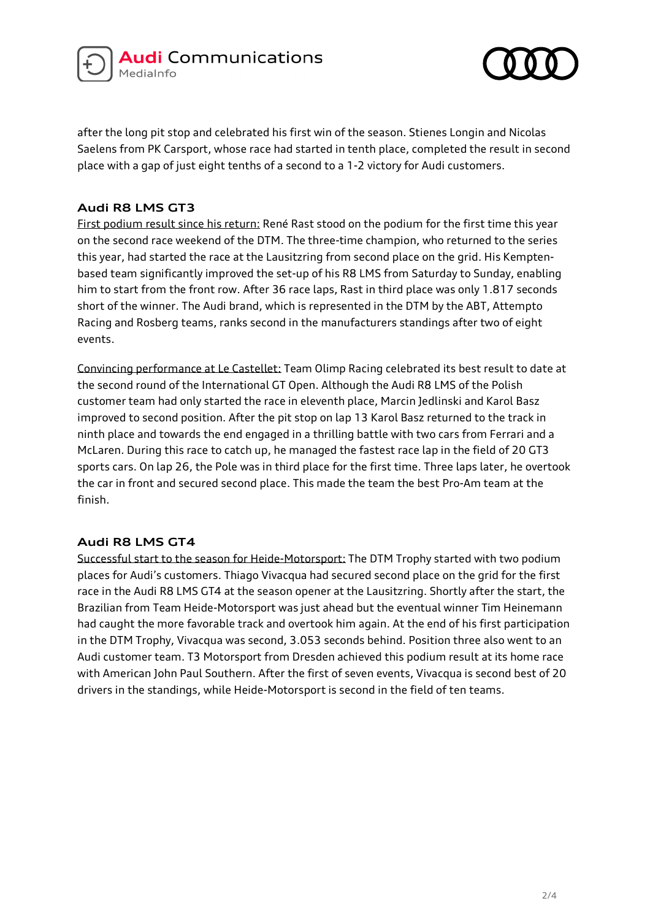after the long pit stop and celebrated his first win of the season. Stienes Longin and Nicolas Saelens from PK Carsport, whose race had started in tenth place, completed the result in second place with a gap of just eight tenths of a second to a 1-2 victory for Audi customers.

## Audi R8 LMS GT3

First podium result since his return: René Rast stood on the podium for the first time this year on the second race weekend of the DTM. The three-time champion, who returned to the series this year, had started the race at the Lausitzring from second place on the grid. His Kempten-based team significantly improved the set-up of his R8 LMS from Saturday to Sunday, enabling him to start from the front row. After 36 race laps, Rast in third place was only 1.817 seconds short of the winner. The Audi brand, which is represented in the DTM by the ABT, Attempto Racing and Rosberg teams, ranks second in the manufacturers standings after two of eight events.

Convincing performance at Le Castellet: Team Olimp Racing celebrated its best result to date at the second round of the International GT Open. Although the Audi R8 LMS of the Polish customer team had only started the race in eleventh place, Marcin Jedlinski and Karol Basz improved to second position. After the pit stop on lap 13 Karol Basz returned to the track in ninth place and towards the end engaged in a thrilling battle with two cars from Ferrari and a McLaren. During this race to catch up, he managed the fastest race lap in the field of 20 GT3 sports cars. On lap 26, the Pole was in third place for the first time. Three laps later, he overtook the car in front and secured second place. This made the team the best Pro-Am team at the finish.

## Audi R8 LMS GT4

Successful start to the season for Heide-Motorsport: The DTM Trophy started with two podium places for Audi's customers. Thiago Vivacqua had secured second place on the grid for the first race in the Audi R8 LMS GT4 at the season opener at the Lausitzring. Shortly after the start, the Brazilian from Team Heide-Motorsport was just ahead but the eventual winner Tim Heinemann had caught the more favorable track and overtook him again. At the end of his first participation in the DTM Trophy, Vivacqua was second, 3.053 seconds behind. Position three also went to an Audi customer team. T3 Motorsport from Dresden achieved this podium result at its home race with American John Paul Southern. After the first of seven events, Vivacqua is second best of 20 drivers in the standings, while Heide-Motorsport is second in the field of ten teams.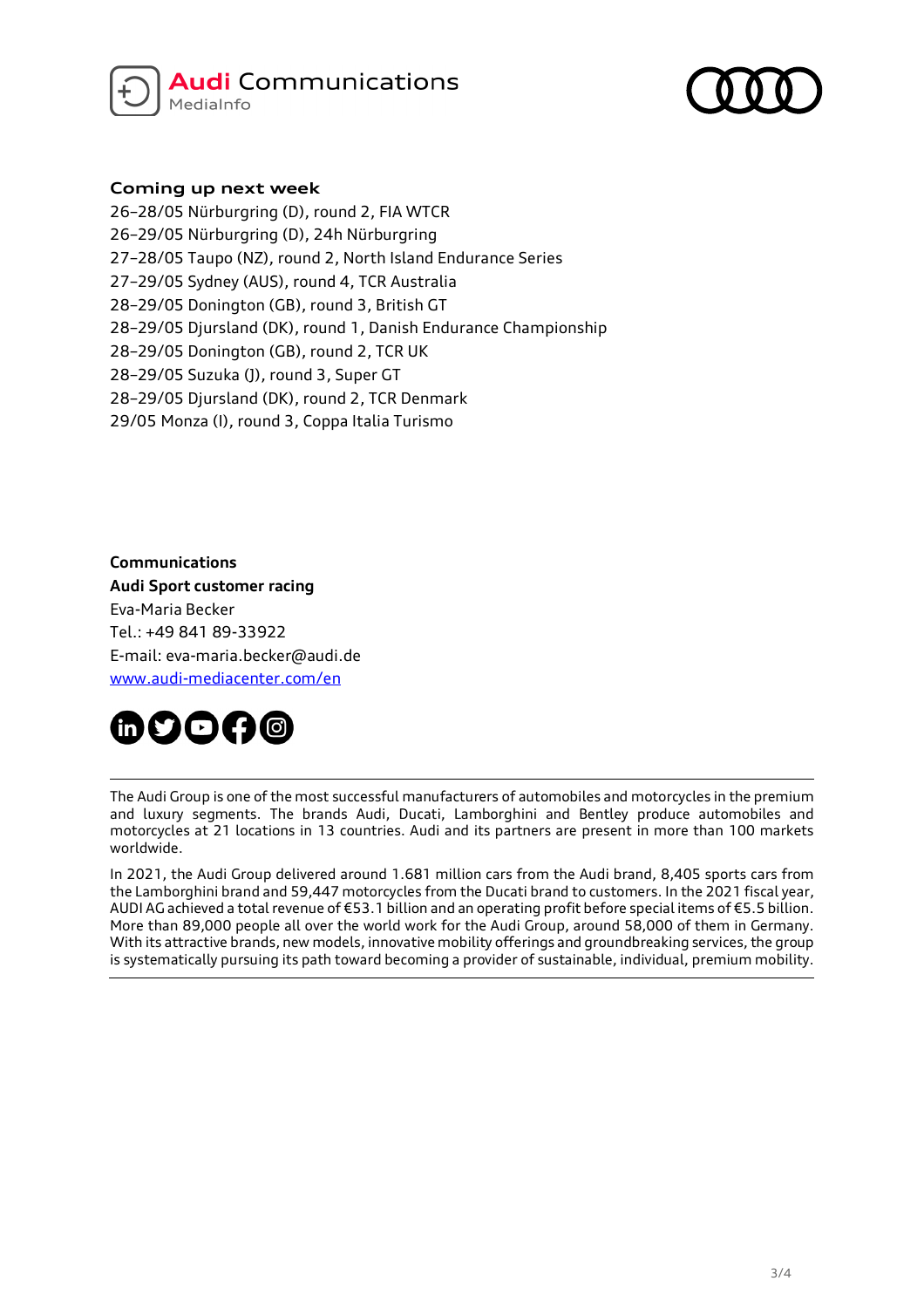### Coming up next week

26–28/05 Nürburgring (D), round 2, FIA WTCR
26–29/05 Nürburgring (D), 24h Nürburgring
27–28/05 Taupo (NZ), round 2, North Island Endurance Series
27–29/05 Sydney (AUS), round 4, TCR Australia
28–29/05 Donington (GB), round 3, British GT
28–29/05 Djursland (DK), round 1, Danish Endurance Championship
28–29/05 Donington (GB), round 2, TCR UK
28–29/05 Suzuka (J), round 3, Super GT
28–29/05 Djursland (DK), round 2, TCR Denmark
29/05 Monza (I), round 3, Coppa Italia Turismo

**Communications**
**Audi Sport customer racing**
Eva-Maria Becker
Tel.: +49 841 89-33922
E-mail: eva-maria.becker@audi.de
[www.audi-mediacenter.com/en](http://www.audi-mediacenter.com/en)

---

The Audi Group is one of the most successful manufacturers of automobiles and motorcycles in the premium and luxury segments. The brands Audi, Ducati, Lamborghini and Bentley produce automobiles and motorcycles at 21 locations in 13 countries. Audi and its partners are present in more than 100 markets worldwide.

In 2021, the Audi Group delivered around 1.681 million cars from the Audi brand, 8,405 sports cars from the Lamborghini brand and 59,447 motorcycles from the Ducati brand to customers. In the 2021 fiscal year, AUDI AG achieved a total revenue of €53.1 billion and an operating profit before special items of €5.5 billion. More than 89,000 people all over the world work for the Audi Group, around 58,000 of them in Germany. With its attractive brands, new models, innovative mobility offerings and groundbreaking services, the group is systematically pursuing its path toward becoming a provider of sustainable, individual, premium mobility.